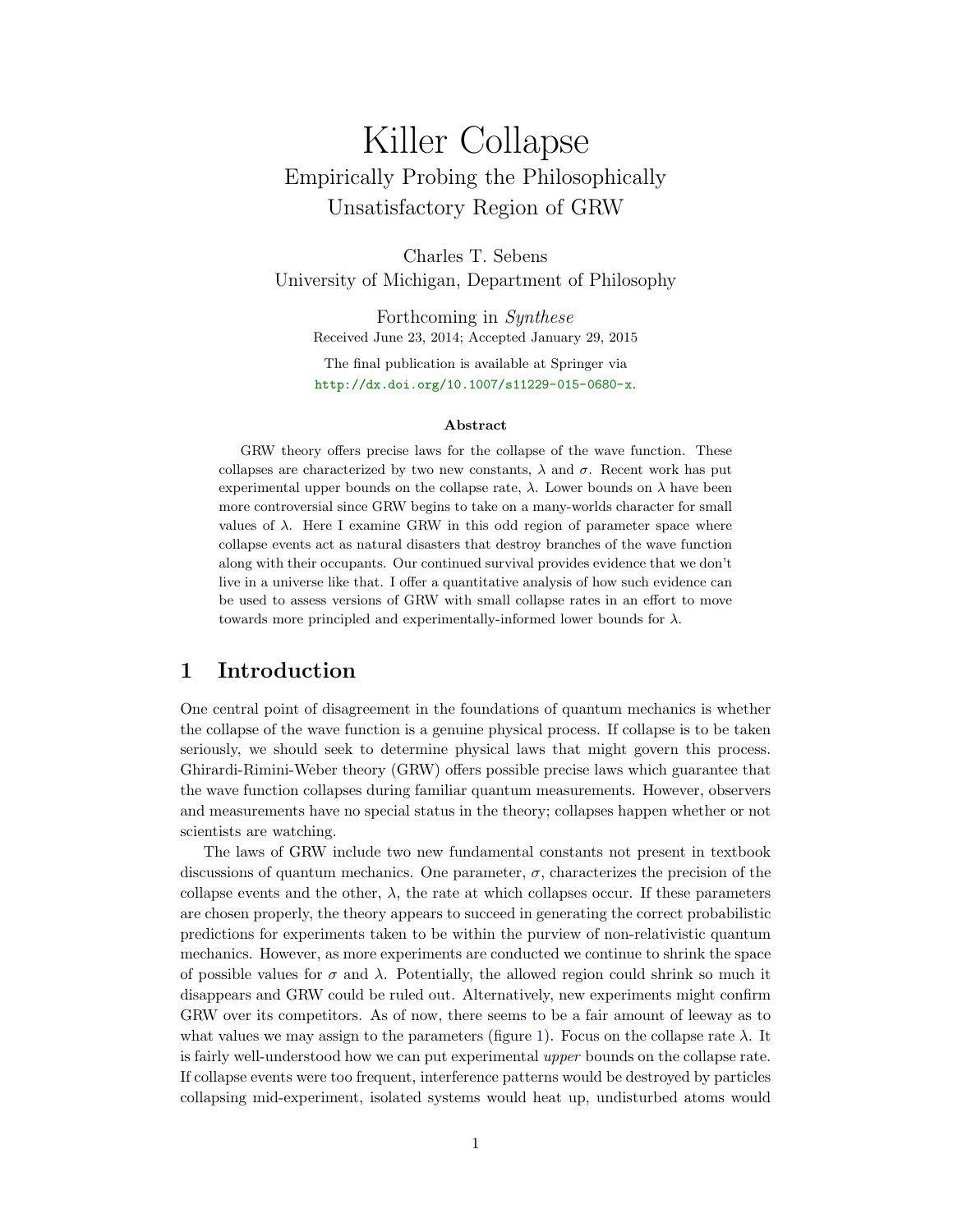# Killer Collapse

## Empirically Probing the Philosophically Unsatisfactory Region of GRW

Charles T. Sebens
University of Michigan, Department of Philosophy

Forthcoming in *Synthese*
Received June 23, 2014; Accepted January 29, 2015

The final publication is available at Springer via http://dx.doi.org/10.1007/s11229-015-0680-x.

**Abstract**

GRW theory offers precise laws for the collapse of the wave function. These collapses are characterized by two new constants, $\lambda$ and $\sigma$. Recent work has put experimental upper bounds on the collapse rate, $\lambda$. Lower bounds on $\lambda$ have been more controversial since GRW begins to take on a many-worlds character for small values of $\lambda$. Here I examine GRW in this odd region of parameter space where collapse events act as natural disasters that destroy branches of the wave function along with their occupants. Our continued survival provides evidence that we don't live in a universe like that. I offer a quantitative analysis of how such evidence can be used to assess versions of GRW with small collapse rates in an effort to move towards more principled and experimentally-informed lower bounds for $\lambda$.

## 1 Introduction

One central point of disagreement in the foundations of quantum mechanics is whether the collapse of the wave function is a genuine physical process. If collapse is to be taken seriously, we should seek to determine physical laws that might govern this process. Ghirardi-Rimini-Weber theory (GRW) offers possible precise laws which guarantee that the wave function collapses during familiar quantum measurements. However, observers and measurements have no special status in the theory; collapses happen whether or not scientists are watching.

The laws of GRW include two new fundamental constants not present in textbook discussions of quantum mechanics. One parameter, $\sigma$, characterizes the precision of the collapse events and the other, $\lambda$, the rate at which collapses occur. If these parameters are chosen properly, the theory appears to succeed in generating the correct probabilistic predictions for experiments taken to be within the purview of non-relativistic quantum mechanics. However, as more experiments are conducted we continue to shrink the space of possible values for $\sigma$ and $\lambda$. Potentially, the allowed region could shrink so much it disappears and GRW could be ruled out. Alternatively, new experiments might confirm GRW over its competitors. As of now, there seems to be a fair amount of leeway as to what values we may assign to the parameters (figure 1). Focus on the collapse rate $\lambda$. It is fairly well-understood how we can put experimental *upper* bounds on the collapse rate. If collapse events were too frequent, interference patterns would be destroyed by particles collapsing mid-experiment, isolated systems would heat up, undisturbed atoms would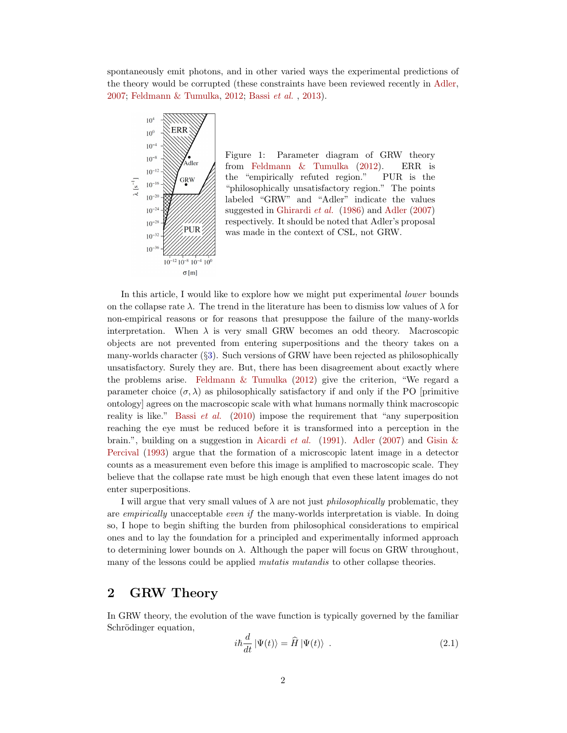spontaneously emit photons, and in other varied ways the experimental predictions of the theory would be corrupted (these constraints have been reviewed recently in Adler, 2007; Feldmann & Tumulka, 2012; Bassi *et al.* , 2013).

Figure 1: Parameter diagram of GRW theory from Feldmann & Tumulka (2012). ERR is the "empirically refuted region." PUR is the "philosophically unsatisfactory region." The points labeled "GRW" and "Adler" indicate the values suggested in Ghirardi *et al.* (1986) and Adler (2007) respectively. It should be noted that Adler's proposal was made in the context of CSL, not GRW.

In this article, I would like to explore how we might put experimental *lower* bounds on the collapse rate $\lambda$. The trend in the literature has been to dismiss low values of $\lambda$ for non-empirical reasons or for reasons that presuppose the failure of the many-worlds interpretation. When $\lambda$ is very small GRW becomes an odd theory. Macroscopic objects are not prevented from entering superpositions and the theory takes on a many-worlds character (§3). Such versions of GRW have been rejected as philosophically unsatisfactory. Surely they are. But, there has been disagreement about exactly where the problems arise. Feldmann & Tumulka (2012) give the criterion, "We regard a parameter choice $(\sigma, \lambda)$ as philosophically satisfactory if and only if the PO [primitive ontology] agrees on the macroscopic scale with what humans normally think macroscopic reality is like." Bassi *et al.* (2010) impose the requirement that "any superposition reaching the eye must be reduced before it is transformed into a perception in the brain.", building on a suggestion in Aicardi *et al.* (1991). Adler (2007) and Gisin & Percival (1993) argue that the formation of a microscopic latent image in a detector counts as a measurement even before this image is amplified to macroscopic scale. They believe that the collapse rate must be high enough that even these latent images do not enter superpositions.

I will argue that very small values of $\lambda$ are not just *philosophically* problematic, they are *empirically* unacceptable *even if* the many-worlds interpretation is viable. In doing so, I hope to begin shifting the burden from philosophical considerations to empirical ones and to lay the foundation for a principled and experimentally informed approach to determining lower bounds on $\lambda$. Although the paper will focus on GRW throughout, many of the lessons could be applied *mutatis mutandis* to other collapse theories.

## 2 GRW Theory

In GRW theory, the evolution of the wave function is typically governed by the familiar Schrödinger equation,

$$i\hbar \frac{d}{dt} |\Psi(t)\rangle = \widehat{H} |\Psi(t)\rangle \ . \tag{2.1}$$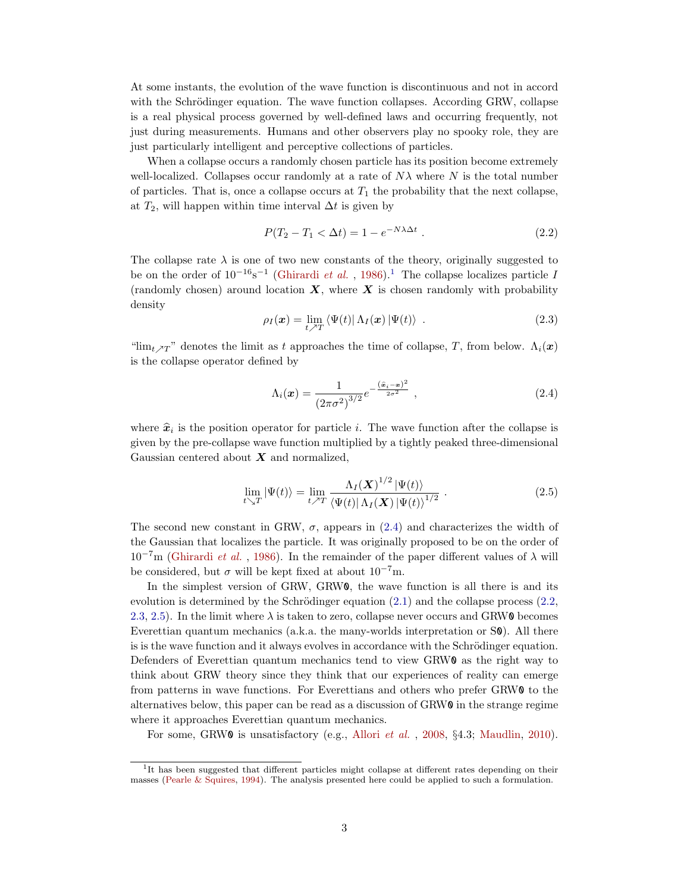At some instants, the evolution of the wave function is discontinuous and not in accord with the Schrödinger equation. The wave function collapses. According GRW, collapse is a real physical process governed by well-defined laws and occurring frequently, not just during measurements. Humans and other observers play no spooky role, they are just particularly intelligent and perceptive collections of particles.

When a collapse occurs a randomly chosen particle has its position become extremely well-localized. Collapses occur randomly at a rate of $N\lambda$ where $N$ is the total number of particles. That is, once a collapse occurs at $T_1$ the probability that the next collapse, at $T_2$, will happen within time interval $\Delta t$ is given by

$$P(T_2 - T_1 < \Delta t) = 1 - e^{-N\lambda\Delta t} \ . \tag{2.2}$$

The collapse rate $\lambda$ is one of two new constants of the theory, originally suggested to be on the order of $10^{-16}\text{s}^{-1}$ (Ghirardi *et al.* , 1986).[1] The collapse localizes particle $I$ (randomly chosen) around location $\boldsymbol{X}$, where $\boldsymbol{X}$ is chosen randomly with probability density

$$\rho_I(\boldsymbol{x}) = \lim_{t \nearrow T} \langle \Psi(t)| \, \Lambda_I(\boldsymbol{x}) \, |\Psi(t)\rangle \ . \tag{2.3}$$

"$\lim_{t \nearrow T}$" denotes the limit as $t$ approaches the time of collapse, $T$, from below. $\Lambda_i(\boldsymbol{x})$ is the collapse operator defined by

$$\Lambda_i(\boldsymbol{x}) = \frac{1}{\left(2\pi\sigma^2\right)^{3/2}} e^{-\frac{(\widehat{\boldsymbol{x}}_i - \boldsymbol{x})^2}{2\sigma^2}} \ , \tag{2.4}$$

where $\widehat{\boldsymbol{x}}_i$ is the position operator for particle $i$. The wave function after the collapse is given by the pre-collapse wave function multiplied by a tightly peaked three-dimensional Gaussian centered about $\boldsymbol{X}$ and normalized,

$$\lim_{t \searrow T} |\Psi(t)\rangle = \lim_{t \nearrow T} \frac{\Lambda_I(\boldsymbol{X})^{1/2} \, |\Psi(t)\rangle}{\langle \Psi(t)| \, \Lambda_I(\boldsymbol{X}) \, |\Psi(t)\rangle^{1/2}} \ . \tag{2.5}$$

The second new constant in GRW, $\sigma$, appears in (2.4) and characterizes the width of the Gaussian that localizes the particle. It was originally proposed to be on the order of $10^{-7}$m (Ghirardi *et al.* , 1986). In the remainder of the paper different values of $\lambda$ will be considered, but $\sigma$ will be kept fixed at about $10^{-7}$m.

In the simplest version of GRW, GRW0, the wave function is all there is and its evolution is determined by the Schrödinger equation (2.1) and the collapse process (2.2, 2.3, 2.5). In the limit where $\lambda$ is taken to zero, collapse never occurs and GRW0 becomes Everettian quantum mechanics (a.k.a. the many-worlds interpretation or S0). All there is is the wave function and it always evolves in accordance with the Schrödinger equation. Defenders of Everettian quantum mechanics tend to view GRW0 as the right way to think about GRW theory since they think that our experiences of reality can emerge from patterns in wave functions. For Everettians and others who prefer GRW0 to the alternatives below, this paper can be read as a discussion of GRW0 in the strange regime where it approaches Everettian quantum mechanics.

For some, GRW0 is unsatisfactory (e.g., Allori *et al.* , 2008, §4.3; Maudlin, 2010).

[1] It has been suggested that different particles might collapse at different rates depending on their masses (Pearle & Squires, 1994). The analysis presented here could be applied to such a formulation.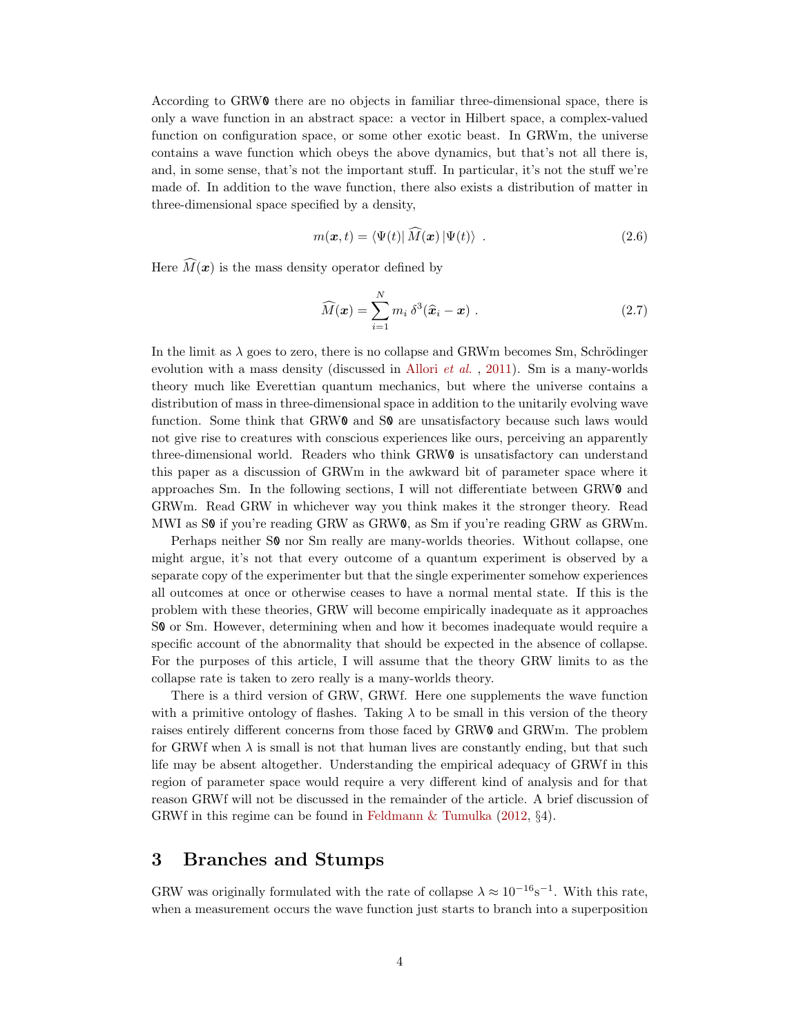According to GRW**0** there are no objects in familiar three-dimensional space, there is only a wave function in an abstract space: a vector in Hilbert space, a complex-valued function on configuration space, or some other exotic beast. In GRWm, the universe contains a wave function which obeys the above dynamics, but that's not all there is, and, in some sense, that's not the important stuff. In particular, it's not the stuff we're made of. In addition to the wave function, there also exists a distribution of matter in three-dimensional space specified by a density,

$$m(\boldsymbol{x}, t) = \langle \Psi(t) | \widehat{M}(\boldsymbol{x}) | \Psi(t) \rangle \ . \tag{2.6}$$

Here $\widehat{M}(\boldsymbol{x})$ is the mass density operator defined by

$$\widehat{M}(\boldsymbol{x}) = \sum_{i=1}^{N} m_i \, \delta^3(\widehat{\boldsymbol{x}}_i - \boldsymbol{x}) \ . \tag{2.7}$$

In the limit as $\lambda$ goes to zero, there is no collapse and GRWm becomes Sm, Schrödinger evolution with a mass density (discussed in Allori *et al.* , 2011). Sm is a many-worlds theory much like Everettian quantum mechanics, but where the universe contains a distribution of mass in three-dimensional space in addition to the unitarily evolving wave function. Some think that GRW**0** and S**0** are unsatisfactory because such laws would not give rise to creatures with conscious experiences like ours, perceiving an apparently three-dimensional world. Readers who think GRW**0** is unsatisfactory can understand this paper as a discussion of GRWm in the awkward bit of parameter space where it approaches Sm. In the following sections, I will not differentiate between GRW**0** and GRWm. Read GRW in whichever way you think makes it the stronger theory. Read MWI as S**0** if you're reading GRW as GRW**0**, as Sm if you're reading GRW as GRWm.

Perhaps neither S**0** nor Sm really are many-worlds theories. Without collapse, one might argue, it's not that every outcome of a quantum experiment is observed by a separate copy of the experimenter but that the single experimenter somehow experiences all outcomes at once or otherwise ceases to have a normal mental state. If this is the problem with these theories, GRW will become empirically inadequate as it approaches S**0** or Sm. However, determining when and how it becomes inadequate would require a specific account of the abnormality that should be expected in the absence of collapse. For the purposes of this article, I will assume that the theory GRW limits to as the collapse rate is taken to zero really is a many-worlds theory.

There is a third version of GRW, GRWf. Here one supplements the wave function with a primitive ontology of flashes. Taking $\lambda$ to be small in this version of the theory raises entirely different concerns from those faced by GRW**0** and GRWm. The problem for GRWf when $\lambda$ is small is not that human lives are constantly ending, but that such life may be absent altogether. Understanding the empirical adequacy of GRWf in this region of parameter space would require a very different kind of analysis and for that reason GRWf will not be discussed in the remainder of the article. A brief discussion of GRWf in this regime can be found in Feldmann & Tumulka (2012, §4).

# 3 Branches and Stumps

GRW was originally formulated with the rate of collapse $\lambda \approx 10^{-16}\text{s}^{-1}$. With this rate, when a measurement occurs the wave function just starts to branch into a superposition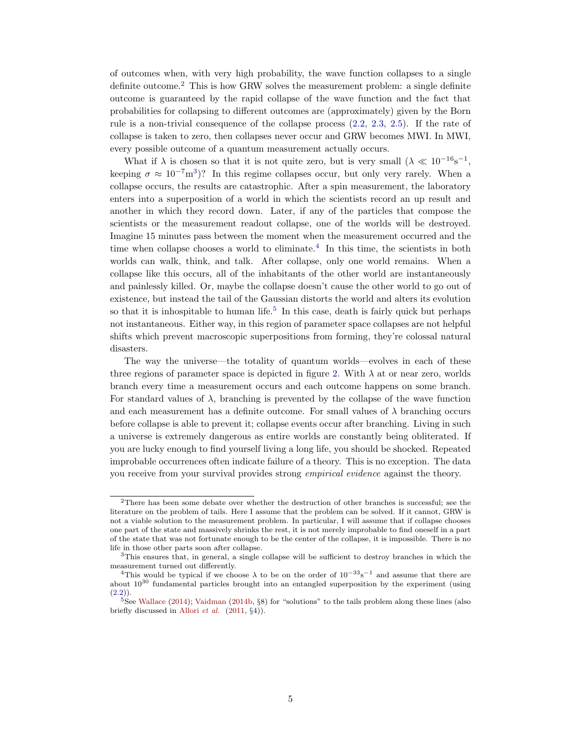of outcomes when, with very high probability, the wave function collapses to a single definite outcome.[2] This is how GRW solves the measurement problem: a single definite outcome is guaranteed by the rapid collapse of the wave function and the fact that probabilities for collapsing to different outcomes are (approximately) given by the Born rule is a non-trivial consequence of the collapse process (2.2, 2.3, 2.5). If the rate of collapse is taken to zero, then collapses never occur and GRW becomes MWI. In MWI, every possible outcome of a quantum measurement actually occurs.

What if $\lambda$ is chosen so that it is not quite zero, but is very small ($\lambda \ll 10^{-16}\text{s}^{-1}$, keeping $\sigma \approx 10^{-7}\text{m}$[3])? In this regime collapses occur, but only very rarely. When a collapse occurs, the results are catastrophic. After a spin measurement, the laboratory enters into a superposition of a world in which the scientists record an up result and another in which they record down. Later, if any of the particles that compose the scientists or the measurement readout collapse, one of the worlds will be destroyed. Imagine 15 minutes pass between the moment when the measurement occurred and the time when collapse chooses a world to eliminate.[4] In this time, the scientists in both worlds can walk, think, and talk. After collapse, only one world remains. When a collapse like this occurs, all of the inhabitants of the other world are instantaneously and painlessly killed. Or, maybe the collapse doesn't cause the other world to go out of existence, but instead the tail of the Gaussian distorts the world and alters its evolution so that it is inhospitable to human life.[5] In this case, death is fairly quick but perhaps not instantaneous. Either way, in this region of parameter space collapses are not helpful shifts which prevent macroscopic superpositions from forming, they're colossal natural disasters.

The way the universe—the totality of quantum worlds—evolves in each of these three regions of parameter space is depicted in figure 2. With $\lambda$ at or near zero, worlds branch every time a measurement occurs and each outcome happens on some branch. For standard values of $\lambda$, branching is prevented by the collapse of the wave function and each measurement has a definite outcome. For small values of $\lambda$ branching occurs before collapse is able to prevent it; collapse events occur after branching. Living in such a universe is extremely dangerous as entire worlds are constantly being obliterated. If you are lucky enough to find yourself living a long life, you should be shocked. Repeated improbable occurrences often indicate failure of a theory. This is no exception. The data you receive from your survival provides strong *empirical evidence* against the theory.

---

[2] There has been some debate over whether the destruction of other branches is successful; see the literature on the problem of tails. Here I assume that the problem can be solved. If it cannot, GRW is not a viable solution to the measurement problem. In particular, I will assume that if collapse chooses one part of the state and massively shrinks the rest, it is not merely improbable to find oneself in a part of the state that was not fortunate enough to be the center of the collapse, it is impossible. There is no life in those other parts soon after collapse.

[3] This ensures that, in general, a single collapse will be sufficient to destroy branches in which the measurement turned out differently.

[4] This would be typical if we choose $\lambda$ to be on the order of $10^{-33}\text{s}^{-1}$ and assume that there are about $10^{30}$ fundamental particles brought into an entangled superposition by the experiment (using (2.2)).

[5] See Wallace (2014); Vaidman (2014b, §8) for "solutions" to the tails problem along these lines (also briefly discussed in Allori *et al.* (2011, §4)).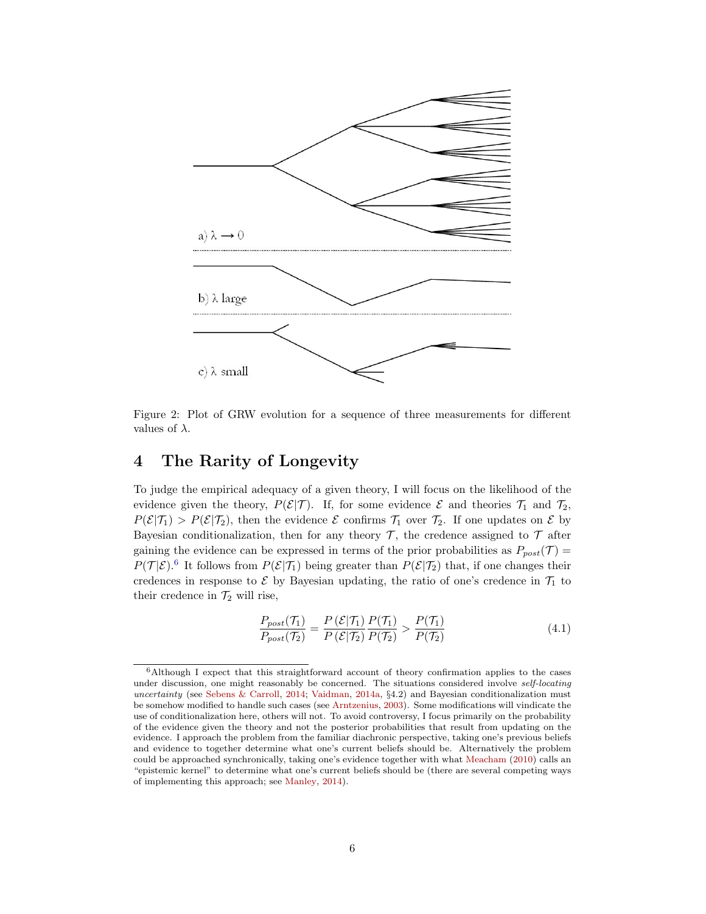a) $\lambda \to 0$

b) $\lambda$ large

c) $\lambda$ small

Figure 2: Plot of GRW evolution for a sequence of three measurements for different values of $\lambda$.

## 4 The Rarity of Longevity

To judge the empirical adequacy of a given theory, I will focus on the likelihood of the evidence given the theory, $P(\mathcal{E}|\mathcal{T})$. If, for some evidence $\mathcal{E}$ and theories $\mathcal{T}_1$ and $\mathcal{T}_2$, $P(\mathcal{E}|\mathcal{T}_1) > P(\mathcal{E}|\mathcal{T}_2)$, then the evidence $\mathcal{E}$ confirms $\mathcal{T}_1$ over $\mathcal{T}_2$. If one updates on $\mathcal{E}$ by Bayesian conditionalization, then for any theory $\mathcal{T}$, the credence assigned to $\mathcal{T}$ after gaining the evidence can be expressed in terms of the prior probabilities as $P_{post}(\mathcal{T}) = P(\mathcal{T}|\mathcal{E})$.[6] It follows from $P(\mathcal{E}|\mathcal{T}_1)$ being greater than $P(\mathcal{E}|\mathcal{T}_2)$ that, if one changes their credences in response to $\mathcal{E}$ by Bayesian updating, the ratio of one's credence in $\mathcal{T}_1$ to their credence in $\mathcal{T}_2$ will rise,

$$\frac{P_{post}(\mathcal{T}_1)}{P_{post}(\mathcal{T}_2)} = \frac{P(\mathcal{E}|\mathcal{T}_1)}{P(\mathcal{E}|\mathcal{T}_2)}\frac{P(\mathcal{T}_1)}{P(\mathcal{T}_2)} > \frac{P(\mathcal{T}_1)}{P(\mathcal{T}_2)} \tag{4.1}$$

[6] Although I expect that this straightforward account of theory confirmation applies to the cases under discussion, one might reasonably be concerned. The situations considered involve *self-locating uncertainty* (see Sebens & Carroll, 2014; Vaidman, 2014a, §4.2) and Bayesian conditionalization must be somehow modified to handle such cases (see Arntzenius, 2003). Some modifications will vindicate the use of conditionalization here, others will not. To avoid controversy, I focus primarily on the probability of the evidence given the theory and not the posterior probabilities that result from updating on the evidence. I approach the problem from the familiar diachronic perspective, taking one's previous beliefs and evidence to together determine what one's current beliefs should be. Alternatively the problem could be approached synchronically, taking one's evidence together with what Meacham (2010) calls an "epistemic kernel" to determine what one's current beliefs should be (there are several competing ways of implementing this approach; see Manley, 2014).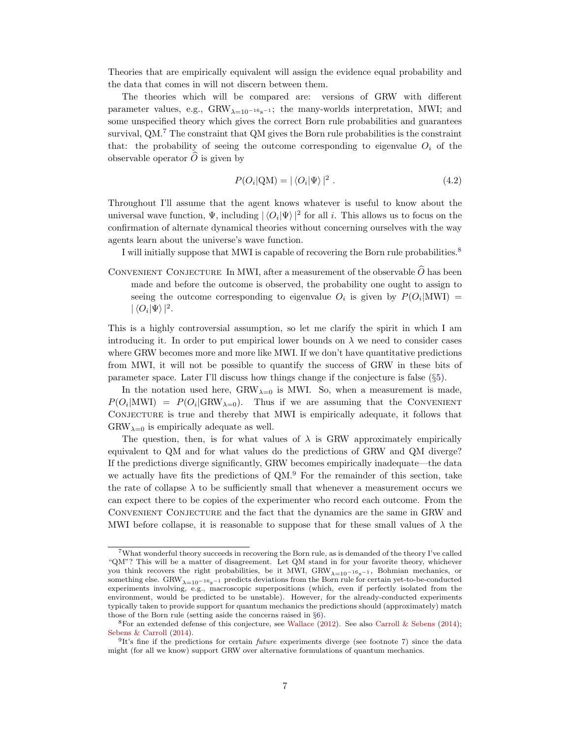Theories that are empirically equivalent will assign the evidence equal probability and the data that comes in will not discern between them.

The theories which will be compared are: versions of GRW with different parameter values, e.g., $\text{GRW}_{\lambda=10^{-16}\text{s}^{-1}}$; the many-worlds interpretation, MWI; and some unspecified theory which gives the correct Born rule probabilities and guarantees survival, QM.[7] The constraint that QM gives the Born rule probabilities is the constraint that: the probability of seeing the outcome corresponding to eigenvalue $O_i$ of the observable operator $\widehat{O}$ is given by

$$P(O_i|\text{QM}) = |\langle O_i|\Psi\rangle|^2 \; . \tag{4.2}$$

Throughout I'll assume that the agent knows whatever is useful to know about the universal wave function, $\Psi$, including $|\langle O_i|\Psi\rangle|^2$ for all $i$. This allows us to focus on the confirmation of alternate dynamical theories without concerning ourselves with the way agents learn about the universe's wave function.

I will initially suppose that MWI is capable of recovering the Born rule probabilities.[8]

Convenient Conjecture In MWI, after a measurement of the observable $\widehat{O}$ has been made and before the outcome is observed, the probability one ought to assign to seeing the outcome corresponding to eigenvalue $O_i$ is given by $P(O_i|\text{MWI}) = |\langle O_i|\Psi\rangle|^2$.

This is a highly controversial assumption, so let me clarify the spirit in which I am introducing it. In order to put empirical lower bounds on $\lambda$ we need to consider cases where GRW becomes more and more like MWI. If we don't have quantitative predictions from MWI, it will not be possible to quantify the success of GRW in these bits of parameter space. Later I'll discuss how things change if the conjecture is false (§5).

In the notation used here, $\text{GRW}_{\lambda=0}$ is MWI. So, when a measurement is made, $P(O_i|\text{MWI}) = P(O_i|\text{GRW}_{\lambda=0})$. Thus if we are assuming that the Convenient Conjecture is true and thereby that MWI is empirically adequate, it follows that $\text{GRW}_{\lambda=0}$ is empirically adequate as well.

The question, then, is for what values of $\lambda$ is GRW approximately empirically equivalent to QM and for what values do the predictions of GRW and QM diverge? If the predictions diverge significantly, GRW becomes empirically inadequate—the data we actually have fits the predictions of QM.[9] For the remainder of this section, take the rate of collapse $\lambda$ to be sufficiently small that whenever a measurement occurs we can expect there to be copies of the experimenter who record each outcome. From the Convenient Conjecture and the fact that the dynamics are the same in GRW and MWI before collapse, it is reasonable to suppose that for these small values of $\lambda$ the

---

[7] What wonderful theory succeeds in recovering the Born rule, as is demanded of the theory I've called "QM"? This will be a matter of disagreement. Let QM stand in for your favorite theory, whichever you think recovers the right probabilities, be it MWI, $\text{GRW}_{\lambda=10^{-16}\text{s}^{-1}}$, Bohmian mechanics, or something else. $\text{GRW}_{\lambda=10^{-16}\text{s}^{-1}}$ predicts deviations from the Born rule for certain yet-to-be-conducted experiments involving, e.g., macroscopic superpositions (which, even if perfectly isolated from the environment, would be predicted to be unstable). However, for the already-conducted experiments typically taken to provide support for quantum mechanics the predictions should (approximately) match those of the Born rule (setting aside the concerns raised in §6).

[8] For an extended defense of this conjecture, see Wallace (2012). See also Carroll & Sebens (2014); Sebens & Carroll (2014).

[9] It's fine if the predictions for certain *future* experiments diverge (see footnote 7) since the data might (for all we know) support GRW over alternative formulations of quantum mechanics.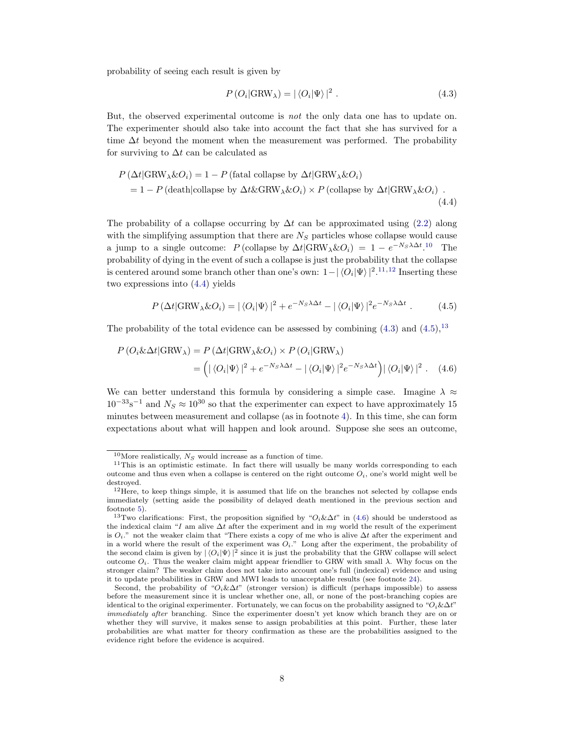probability of seeing each result is given by

$$P\left(O_i|\mathrm{GRW}_\lambda\right) = |\langle O_i|\Psi\rangle|^2 \ . \tag{4.3}$$

But, the observed experimental outcome is *not* the only data one has to update on. The experimenter should also take into account the fact that she has survived for a time $\Delta t$ beyond the moment when the measurement was performed. The probability for surviving to $\Delta t$ can be calculated as

$$\begin{aligned} P\left(\Delta t|\mathrm{GRW}_\lambda \& O_i\right) &= 1 - P\left(\text{fatal collapse by } \Delta t|\mathrm{GRW}_\lambda \& O_i\right) \\ &= 1 - P\left(\text{death}|\text{collapse by } \Delta t \& \mathrm{GRW}_\lambda \& O_i\right) \times P\left(\text{collapse by } \Delta t|\mathrm{GRW}_\lambda \& O_i\right) \ . \end{aligned} \tag{4.4}$$

The probability of a collapse occurring by $\Delta t$ can be approximated using (2.2) along with the simplifying assumption that there are $N_S$ particles whose collapse would cause a jump to a single outcome: $P\left(\text{collapse by } \Delta t|\mathrm{GRW}_\lambda \& O_i\right) = 1 - e^{-N_S \lambda \Delta t}$.[10] The probability of dying in the event of such a collapse is just the probability that the collapse is centered around some branch other than one's own: $1 - |\langle O_i|\Psi\rangle|^2$.[11,12] Inserting these two expressions into (4.4) yields

$$P\left(\Delta t|\mathrm{GRW}_\lambda \& O_i\right) = |\langle O_i|\Psi\rangle|^2 + e^{-N_S \lambda \Delta t} - |\langle O_i|\Psi\rangle|^2 e^{-N_S \lambda \Delta t} \ . \tag{4.5}$$

The probability of the total evidence can be assessed by combining (4.3) and (4.5),[13]

$$\begin{aligned} P\left(O_i \& \Delta t|\mathrm{GRW}_\lambda\right) &= P\left(\Delta t|\mathrm{GRW}_\lambda \& O_i\right) \times P\left(O_i|\mathrm{GRW}_\lambda\right) \\ &= \left(|\langle O_i|\Psi\rangle|^2 + e^{-N_S \lambda \Delta t} - |\langle O_i|\Psi\rangle|^2 e^{-N_S \lambda \Delta t}\right) |\langle O_i|\Psi\rangle|^2 \ . \end{aligned} \tag{4.6}$$

We can better understand this formula by considering a simple case. Imagine $\lambda \approx 10^{-33}\mathrm{s}^{-1}$ and $N_S \approx 10^{30}$ so that the experimenter can expect to have approximately 15 minutes between measurement and collapse (as in footnote 4). In this time, she can form expectations about what will happen and look around. Suppose she sees an outcome,

---

[10] More realistically, $N_S$ would increase as a function of time.

[11] This is an optimistic estimate. In fact there will usually be many worlds corresponding to each outcome and thus even when a collapse is centered on the right outcome $O_i$, one's world might well be destroyed.

[12] Here, to keep things simple, it is assumed that life on the branches not selected by collapse ends immediately (setting aside the possibility of delayed death mentioned in the previous section and footnote 5).

[13] Two clarifications: First, the proposition signified by "$O_i \& \Delta t$" in (4.6) should be understood as the indexical claim "*I* am alive $\Delta t$ after the experiment and in *my* world the result of the experiment is $O_i$." not the weaker claim that "There exists a copy of me who is alive $\Delta t$ after the experiment and in a world where the result of the experiment was $O_i$." Long after the experiment, the probability of the second claim is given by $|\langle O_i|\Psi\rangle|^2$ since it is just the probability that the GRW collapse will select outcome $O_i$. Thus the weaker claim might appear friendlier to GRW with small $\lambda$. Why focus on the stronger claim? The weaker claim does not take into account one's full (indexical) evidence and using it to update probabilities in GRW and MWI leads to unacceptable results (see footnote 24).

Second, the probability of "$O_i \& \Delta t$" (stronger version) is difficult (perhaps impossible) to assess before the measurement since it is unclear whether one, all, or none of the post-branching copies are identical to the original experimenter. Fortunately, we can focus on the probability assigned to "$O_i \& \Delta t$" *immediately after* branching. Since the experimenter doesn't yet know which branch they are on or whether they will survive, it makes sense to assign probabilities at this point. Further, these later probabilities are what matter for theory confirmation as these are the probabilities assigned to the evidence right before the evidence is acquired.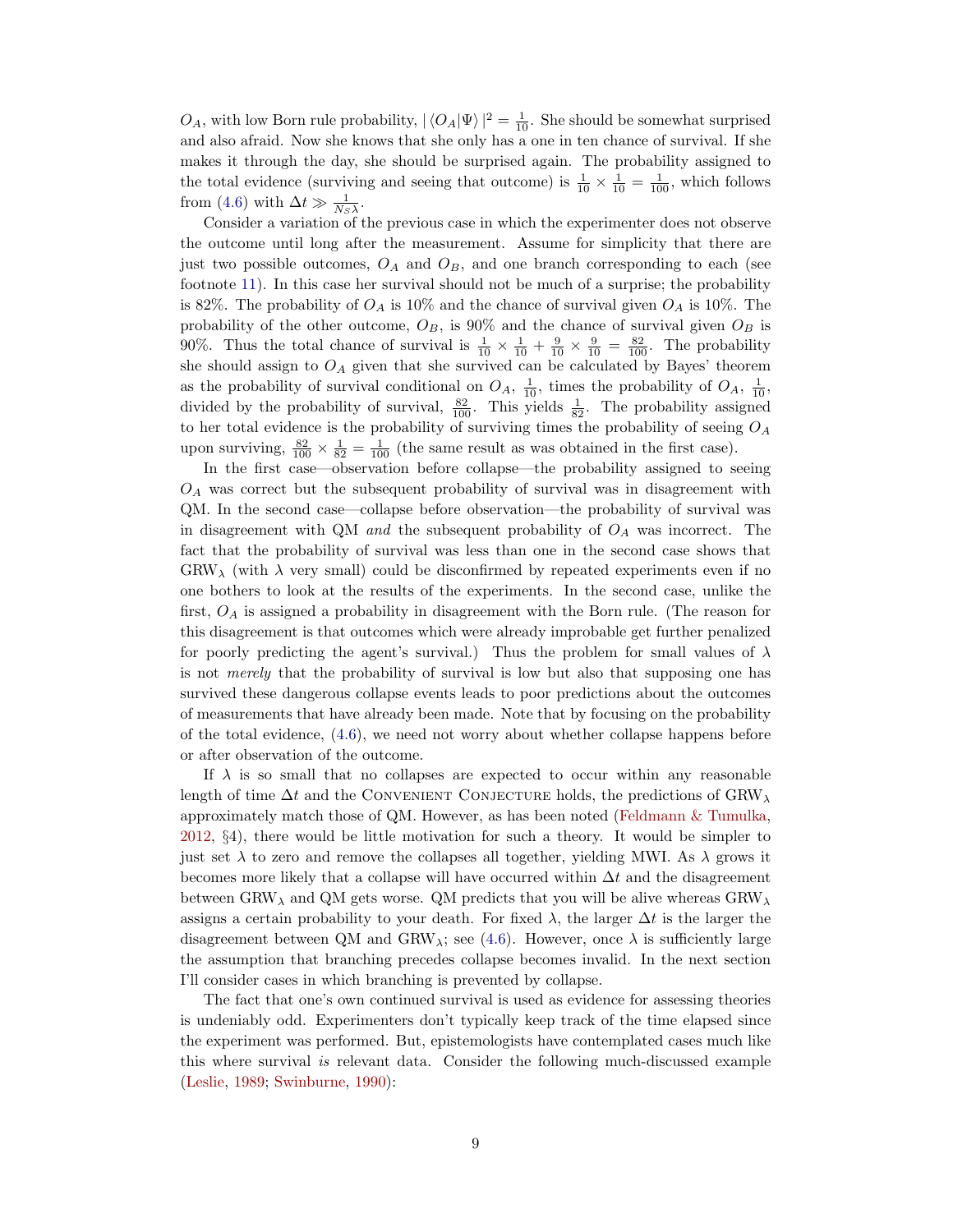$O_A$, with low Born rule probability, $|\langle O_A|\Psi\rangle|^2 = \frac{1}{10}$. She should be somewhat surprised and also afraid. Now she knows that she only has a one in ten chance of survival. If she makes it through the day, she should be surprised again. The probability assigned to the total evidence (surviving and seeing that outcome) is $\frac{1}{10} \times \frac{1}{10} = \frac{1}{100}$, which follows from (4.6) with $\Delta t \gg \frac{1}{N_S \lambda}$.

Consider a variation of the previous case in which the experimenter does not observe the outcome until long after the measurement. Assume for simplicity that there are just two possible outcomes, $O_A$ and $O_B$, and one branch corresponding to each (see footnote 11). In this case her survival should not be much of a surprise; the probability is 82%. The probability of $O_A$ is 10% and the chance of survival given $O_A$ is 10%. The probability of the other outcome, $O_B$, is 90% and the chance of survival given $O_B$ is 90%. Thus the total chance of survival is $\frac{1}{10} \times \frac{1}{10} + \frac{9}{10} \times \frac{9}{10} = \frac{82}{100}$. The probability she should assign to $O_A$ given that she survived can be calculated by Bayes' theorem as the probability of survival conditional on $O_A$, $\frac{1}{10}$, times the probability of $O_A$, $\frac{1}{10}$, divided by the probability of survival, $\frac{82}{100}$. This yields $\frac{1}{82}$. The probability assigned to her total evidence is the probability of surviving times the probability of seeing $O_A$ upon surviving, $\frac{82}{100} \times \frac{1}{82} = \frac{1}{100}$ (the same result as was obtained in the first case).

In the first case—observation before collapse—the probability assigned to seeing $O_A$ was correct but the subsequent probability of survival was in disagreement with QM. In the second case—collapse before observation—the probability of survival was in disagreement with QM *and* the subsequent probability of $O_A$ was incorrect. The fact that the probability of survival was less than one in the second case shows that $\text{GRW}_\lambda$ (with $\lambda$ very small) could be disconfirmed by repeated experiments even if no one bothers to look at the results of the experiments. In the second case, unlike the first, $O_A$ is assigned a probability in disagreement with the Born rule. (The reason for this disagreement is that outcomes which were already improbable get further penalized for poorly predicting the agent's survival.) Thus the problem for small values of $\lambda$ is not *merely* that the probability of survival is low but also that supposing one has survived these dangerous collapse events leads to poor predictions about the outcomes of measurements that have already been made. Note that by focusing on the probability of the total evidence, (4.6), we need not worry about whether collapse happens before or after observation of the outcome.

If $\lambda$ is so small that no collapses are expected to occur within any reasonable length of time $\Delta t$ and the Convenient Conjecture holds, the predictions of $\text{GRW}_\lambda$ approximately match those of QM. However, as has been noted (Feldmann & Tumulka, 2012, §4), there would be little motivation for such a theory. It would be simpler to just set $\lambda$ to zero and remove the collapses all together, yielding MWI. As $\lambda$ grows it becomes more likely that a collapse will have occurred within $\Delta t$ and the disagreement between $\text{GRW}_\lambda$ and QM gets worse. QM predicts that you will be alive whereas $\text{GRW}_\lambda$ assigns a certain probability to your death. For fixed $\lambda$, the larger $\Delta t$ is the larger the disagreement between QM and $\text{GRW}_\lambda$; see (4.6). However, once $\lambda$ is sufficiently large the assumption that branching precedes collapse becomes invalid. In the next section I'll consider cases in which branching is prevented by collapse.

The fact that one's own continued survival is used as evidence for assessing theories is undeniably odd. Experimenters don't typically keep track of the time elapsed since the experiment was performed. But, epistemologists have contemplated cases much like this where survival *is* relevant data. Consider the following much-discussed example (Leslie, 1989; Swinburne, 1990):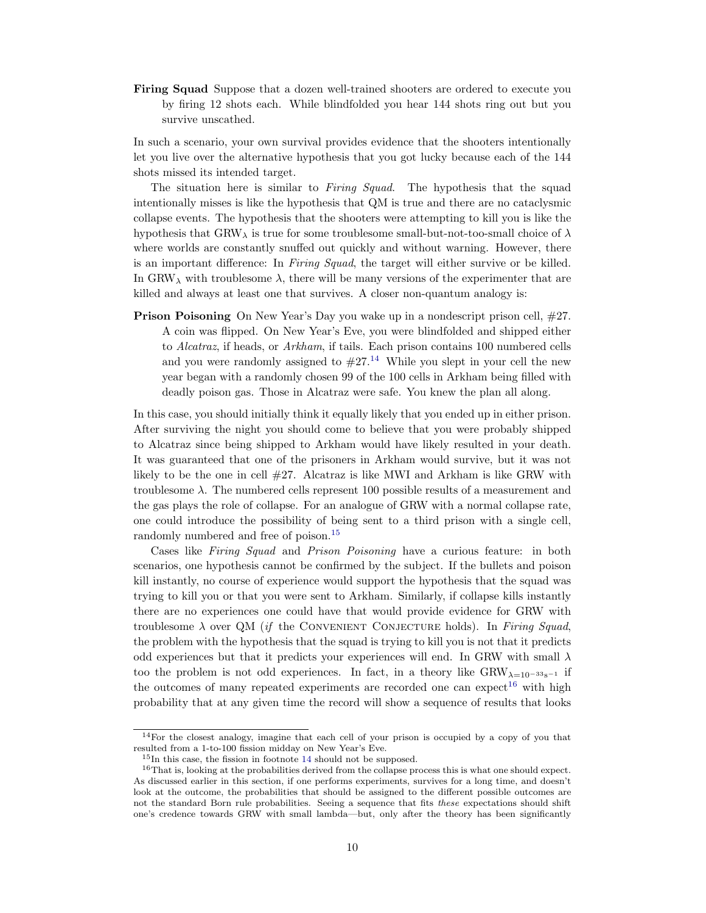**Firing Squad** Suppose that a dozen well-trained shooters are ordered to execute you by firing 12 shots each. While blindfolded you hear 144 shots ring out but you survive unscathed.

In such a scenario, your own survival provides evidence that the shooters intentionally let you live over the alternative hypothesis that you got lucky because each of the 144 shots missed its intended target.

The situation here is similar to *Firing Squad*. The hypothesis that the squad intentionally misses is like the hypothesis that QM is true and there are no cataclysmic collapse events. The hypothesis that the shooters were attempting to kill you is like the hypothesis that $\text{GRW}_\lambda$ is true for some troublesome small-but-not-too-small choice of $\lambda$ where worlds are constantly snuffed out quickly and without warning. However, there is an important difference: In *Firing Squad*, the target will either survive or be killed. In $\text{GRW}_\lambda$ with troublesome $\lambda$, there will be many versions of the experimenter that are killed and always at least one that survives. A closer non-quantum analogy is:

**Prison Poisoning** On New Year's Day you wake up in a nondescript prison cell, #27. A coin was flipped. On New Year's Eve, you were blindfolded and shipped either to *Alcatraz*, if heads, or *Arkham*, if tails. Each prison contains 100 numbered cells and you were randomly assigned to #27.[14] While you slept in your cell the new year began with a randomly chosen 99 of the 100 cells in Arkham being filled with deadly poison gas. Those in Alcatraz were safe. You knew the plan all along.

In this case, you should initially think it equally likely that you ended up in either prison. After surviving the night you should come to believe that you were probably shipped to Alcatraz since being shipped to Arkham would have likely resulted in your death. It was guaranteed that one of the prisoners in Arkham would survive, but it was not likely to be the one in cell #27. Alcatraz is like MWI and Arkham is like GRW with troublesome $\lambda$. The numbered cells represent 100 possible results of a measurement and the gas plays the role of collapse. For an analogue of GRW with a normal collapse rate, one could introduce the possibility of being sent to a third prison with a single cell, randomly numbered and free of poison.[15]

Cases like *Firing Squad* and *Prison Poisoning* have a curious feature: in both scenarios, one hypothesis cannot be confirmed by the subject. If the bullets and poison kill instantly, no course of experience would support the hypothesis that the squad was trying to kill you or that you were sent to Arkham. Similarly, if collapse kills instantly there are no experiences one could have that would provide evidence for GRW with troublesome $\lambda$ over QM (*if* the Convenient Conjecture holds). In *Firing Squad*, the problem with the hypothesis that the squad is trying to kill you is not that it predicts odd experiences but that it predicts your experiences will end. In GRW with small $\lambda$ too the problem is not odd experiences. In fact, in a theory like $\text{GRW}_{\lambda=10^{-33}\text{s}^{-1}}$ if the outcomes of many repeated experiments are recorded one can expect[16] with high probability that at any given time the record will show a sequence of results that looks

---

[14] For the closest analogy, imagine that each cell of your prison is occupied by a copy of you that resulted from a 1-to-100 fission midday on New Year's Eve.

[15] In this case, the fission in footnote 14 should not be supposed.

[16] That is, looking at the probabilities derived from the collapse process this is what one should expect. As discussed earlier in this section, if one performs experiments, survives for a long time, and doesn't look at the outcome, the probabilities that should be assigned to the different possible outcomes are not the standard Born rule probabilities. Seeing a sequence that fits *these* expectations should shift one's credence towards GRW with small lambda—but, only after the theory has been significantly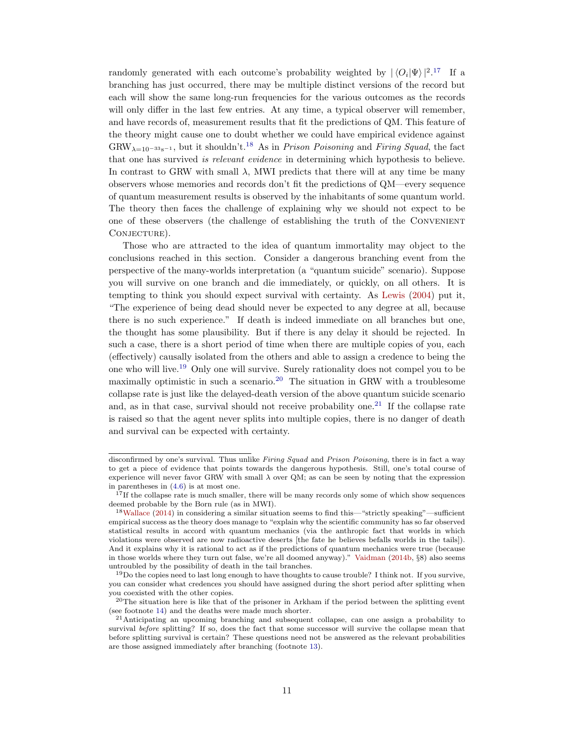randomly generated with each outcome's probability weighted by $|\langle O_i|\Psi\rangle|^2$.[17] If a branching has just occurred, there may be multiple distinct versions of the record but each will show the same long-run frequencies for the various outcomes as the records will only differ in the last few entries. At any time, a typical observer will remember, and have records of, measurement results that fit the predictions of QM. This feature of the theory might cause one to doubt whether we could have empirical evidence against $\text{GRW}_{\lambda=10^{-33}\text{s}^{-1}}$, but it shouldn't.[18] As in *Prison Poisoning* and *Firing Squad*, the fact that one has survived *is relevant evidence* in determining which hypothesis to believe. In contrast to GRW with small $\lambda$, MWI predicts that there will at any time be many observers whose memories and records don't fit the predictions of QM—every sequence of quantum measurement results is observed by the inhabitants of some quantum world. The theory then faces the challenge of explaining why we should not expect to be one of these observers (the challenge of establishing the truth of the CONVENIENT CONJECTURE).

Those who are attracted to the idea of quantum immortality may object to the conclusions reached in this section. Consider a dangerous branching event from the perspective of the many-worlds interpretation (a "quantum suicide" scenario). Suppose you will survive on one branch and die immediately, or quickly, on all others. It is tempting to think you should expect survival with certainty. As Lewis (2004) put it, "The experience of being dead should never be expected to any degree at all, because there is no such experience." If death is indeed immediate on all branches but one, the thought has some plausibility. But if there is any delay it should be rejected. In such a case, there is a short period of time when there are multiple copies of you, each (effectively) causally isolated from the others and able to assign a credence to being the one who will live.[19] Only one will survive. Surely rationality does not compel you to be maximally optimistic in such a scenario.[20] The situation in GRW with a troublesome collapse rate is just like the delayed-death version of the above quantum suicide scenario and, as in that case, survival should not receive probability one.[21] If the collapse rate is raised so that the agent never splits into multiple copies, there is no danger of death and survival can be expected with certainty.

---

disconfirmed by one's survival. Thus unlike *Firing Squad* and *Prison Poisoning*, there is in fact a way to get a piece of evidence that points towards the dangerous hypothesis. Still, one's total course of experience will never favor GRW with small $\lambda$ over QM; as can be seen by noting that the expression in parentheses in (4.6) is at most one.

[17] If the collapse rate is much smaller, there will be many records only some of which show sequences deemed probable by the Born rule (as in MWI).

[18] Wallace (2014) in considering a similar situation seems to find this—"strictly speaking"—sufficient empirical success as the theory does manage to "explain why the scientific community has so far observed statistical results in accord with quantum mechanics (via the anthropic fact that worlds in which violations were observed are now radioactive deserts [the fate he believes befalls worlds in the tails]). And it explains why it is rational to act as if the predictions of quantum mechanics were true (because in those worlds where they turn out false, we're all doomed anyway)." Vaidman (2014b, §8) also seems untroubled by the possibility of death in the tail branches.

[19] Do the copies need to last long enough to have thoughts to cause trouble? I think not. If you survive, you can consider what credences you should have assigned during the short period after splitting when you coexisted with the other copies.

[20] The situation here is like that of the prisoner in Arkham if the period between the splitting event (see footnote 14) and the deaths were made much shorter.

[21] Anticipating an upcoming branching and subsequent collapse, can one assign a probability to survival *before* splitting? If so, does the fact that some successor will survive the collapse mean that before splitting survival is certain? These questions need not be answered as the relevant probabilities are those assigned immediately after branching (footnote 13).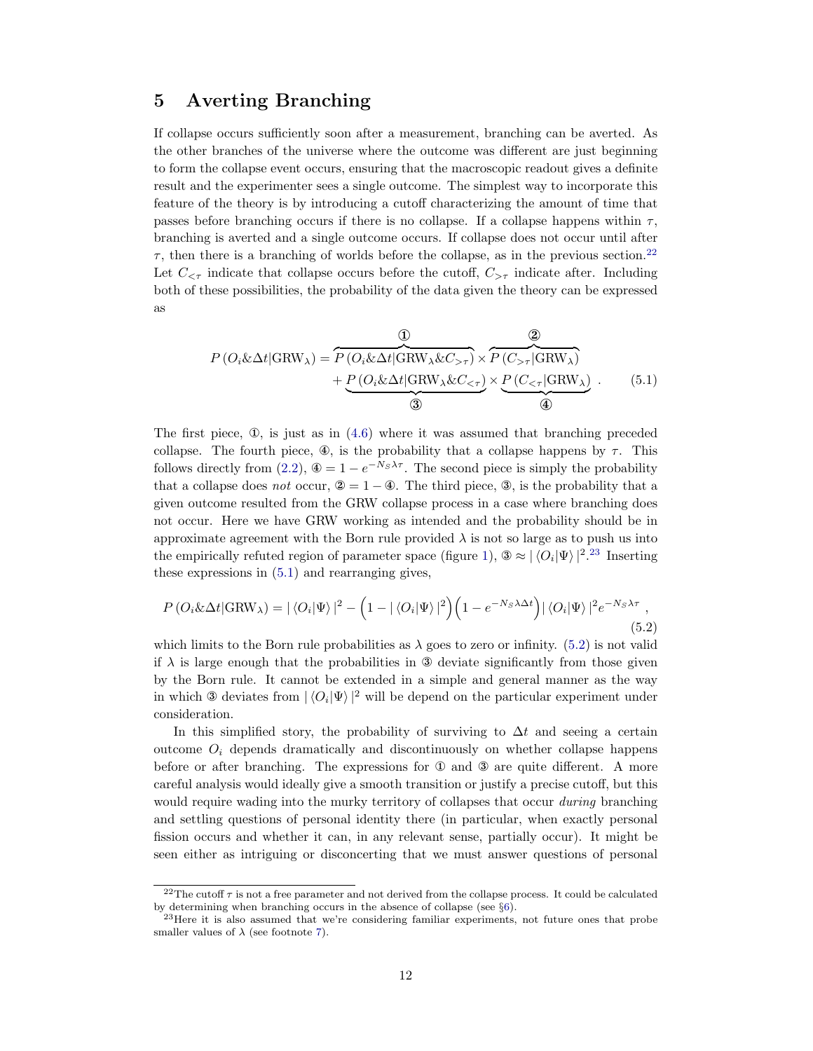# 5 Averting Branching

If collapse occurs sufficiently soon after a measurement, branching can be averted. As the other branches of the universe where the outcome was different are just beginning to form the collapse event occurs, ensuring that the macroscopic readout gives a definite result and the experimenter sees a single outcome. The simplest way to incorporate this feature of the theory is by introducing a cutoff characterizing the amount of time that passes before branching occurs if there is no collapse. If a collapse happens within $\tau$, branching is averted and a single outcome occurs. If collapse does not occur until after $\tau$, then there is a branching of worlds before the collapse, as in the previous section.[22] Let $C_{<\tau}$ indicate that collapse occurs before the cutoff, $C_{>\tau}$ indicate after. Including both of these possibilities, the probability of the data given the theory can be expressed as

$$P\left(O_i\&\Delta t|\mathrm{GRW}_\lambda\right) = \overbrace{P\left(O_i\&\Delta t|\mathrm{GRW}_\lambda\&C_{>\tau}\right)}^{①} \times \overbrace{P\left(C_{>\tau}|\mathrm{GRW}_\lambda\right)}^{②} + \underbrace{P\left(O_i\&\Delta t|\mathrm{GRW}_\lambda\&C_{<\tau}\right)}_{③} \times \underbrace{P\left(C_{<\tau}|\mathrm{GRW}_\lambda\right)}_{④} . \tag{5.1}$$

The first piece, ①, is just as in (4.6) where it was assumed that branching preceded collapse. The fourth piece, ④, is the probability that a collapse happens by $\tau$. This follows directly from (2.2), ④ $= 1 - e^{-N_S \lambda \tau}$. The second piece is simply the probability that a collapse does *not* occur, ② $= 1 -$ ④. The third piece, ③, is the probability that a given outcome resulted from the GRW collapse process in a case where branching does not occur. Here we have GRW working as intended and the probability should be in approximate agreement with the Born rule provided $\lambda$ is not so large as to push us into the empirically refuted region of parameter space (figure 1), ③ $\approx |\langle O_i|\Psi\rangle|^2$.[23] Inserting these expressions in (5.1) and rearranging gives,

$$P\left(O_i\&\Delta t|\mathrm{GRW}_\lambda\right) = |\langle O_i|\Psi\rangle|^2 - \left(1 - |\langle O_i|\Psi\rangle|^2\right)\left(1 - e^{-N_S\lambda\Delta t}\right)|\langle O_i|\Psi\rangle|^2 e^{-N_S\lambda\tau} , \tag{5.2}$$

which limits to the Born rule probabilities as $\lambda$ goes to zero or infinity. (5.2) is not valid if $\lambda$ is large enough that the probabilities in ③ deviate significantly from those given by the Born rule. It cannot be extended in a simple and general manner as the way in which ③ deviates from $|\langle O_i|\Psi\rangle|^2$ will be depend on the particular experiment under consideration.

In this simplified story, the probability of surviving to $\Delta t$ and seeing a certain outcome $O_i$ depends dramatically and discontinuously on whether collapse happens before or after branching. The expressions for ① and ③ are quite different. A more careful analysis would ideally give a smooth transition or justify a precise cutoff, but this would require wading into the murky territory of collapses that occur *during* branching and settling questions of personal identity there (in particular, when exactly personal fission occurs and whether it can, in any relevant sense, partially occur). It might be seen either as intriguing or disconcerting that we must answer questions of personal

---

[22] The cutoff $\tau$ is not a free parameter and not derived from the collapse process. It could be calculated by determining when branching occurs in the absence of collapse (see §6).

[23] Here it is also assumed that we're considering familiar experiments, not future ones that probe smaller values of $\lambda$ (see footnote 7).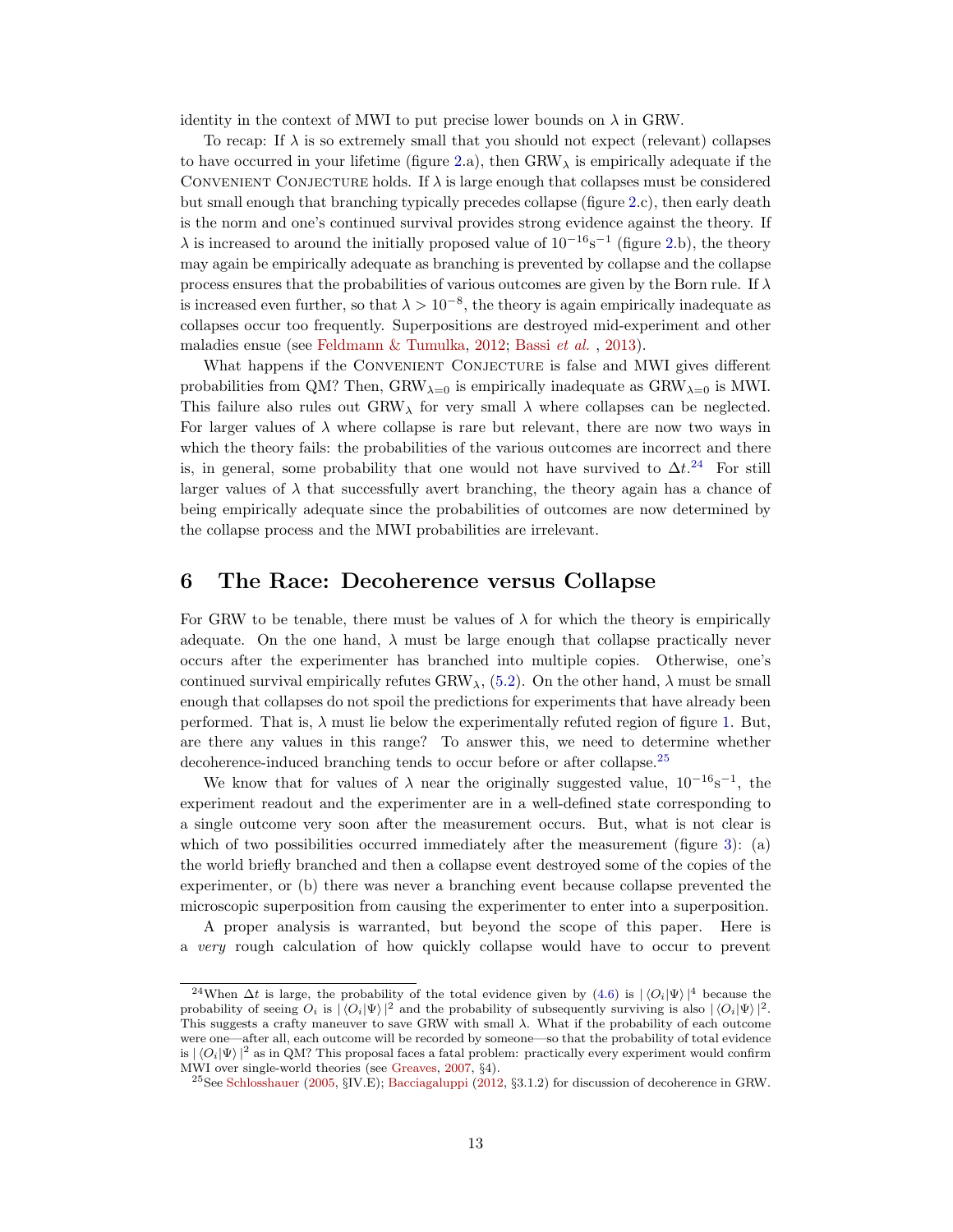identity in the context of MWI to put precise lower bounds on $\lambda$ in GRW.

To recap: If $\lambda$ is so extremely small that you should not expect (relevant) collapses to have occurred in your lifetime (figure 2.a), then $\text{GRW}_\lambda$ is empirically adequate if the CONVENIENT CONJECTURE holds. If $\lambda$ is large enough that collapses must be considered but small enough that branching typically precedes collapse (figure 2.c), then early death is the norm and one's continued survival provides strong evidence against the theory. If $\lambda$ is increased to around the initially proposed value of $10^{-16}\text{s}^{-1}$ (figure 2.b), the theory may again be empirically adequate as branching is prevented by collapse and the collapse process ensures that the probabilities of various outcomes are given by the Born rule. If $\lambda$ is increased even further, so that $\lambda > 10^{-8}$, the theory is again empirically inadequate as collapses occur too frequently. Superpositions are destroyed mid-experiment and other maladies ensue (see Feldmann & Tumulka, 2012; Bassi *et al.* , 2013).

What happens if the CONVENIENT CONJECTURE is false and MWI gives different probabilities from QM? Then, $\text{GRW}_{\lambda=0}$ is empirically inadequate as $\text{GRW}_{\lambda=0}$ is MWI. This failure also rules out $\text{GRW}_\lambda$ for very small $\lambda$ where collapses can be neglected. For larger values of $\lambda$ where collapse is rare but relevant, there are now two ways in which the theory fails: the probabilities of the various outcomes are incorrect and there is, in general, some probability that one would not have survived to $\Delta t$.[24] For still larger values of $\lambda$ that successfully avert branching, the theory again has a chance of being empirically adequate since the probabilities of outcomes are now determined by the collapse process and the MWI probabilities are irrelevant.

# 6 The Race: Decoherence versus Collapse

For GRW to be tenable, there must be values of $\lambda$ for which the theory is empirically adequate. On the one hand, $\lambda$ must be large enough that collapse practically never occurs after the experimenter has branched into multiple copies. Otherwise, one's continued survival empirically refutes $\text{GRW}_\lambda$, (5.2). On the other hand, $\lambda$ must be small enough that collapses do not spoil the predictions for experiments that have already been performed. That is, $\lambda$ must lie below the experimentally refuted region of figure 1. But, are there any values in this range? To answer this, we need to determine whether decoherence-induced branching tends to occur before or after collapse.[25]

We know that for values of $\lambda$ near the originally suggested value, $10^{-16}\text{s}^{-1}$, the experiment readout and the experimenter are in a well-defined state corresponding to a single outcome very soon after the measurement occurs. But, what is not clear is which of two possibilities occurred immediately after the measurement (figure 3): (a) the world briefly branched and then a collapse event destroyed some of the copies of the experimenter, or (b) there was never a branching event because collapse prevented the microscopic superposition from causing the experimenter to enter into a superposition.

A proper analysis is warranted, but beyond the scope of this paper. Here is a *very* rough calculation of how quickly collapse would have to occur to prevent

---

[24] When $\Delta t$ is large, the probability of the total evidence given by (4.6) is $|\langle O_i|\Psi\rangle|^4$ because the probability of seeing $O_i$ is $|\langle O_i|\Psi\rangle|^2$ and the probability of subsequently surviving is also $|\langle O_i|\Psi\rangle|^2$. This suggests a crafty maneuver to save GRW with small $\lambda$. What if the probability of each outcome were one—after all, each outcome will be recorded by someone—so that the probability of total evidence is $|\langle O_i|\Psi\rangle|^2$ as in QM? This proposal faces a fatal problem: practically every experiment would confirm MWI over single-world theories (see Greaves, 2007, §4).

[25] See Schlosshauer (2005, §IV.E); Bacciagaluppi (2012, §3.1.2) for discussion of decoherence in GRW.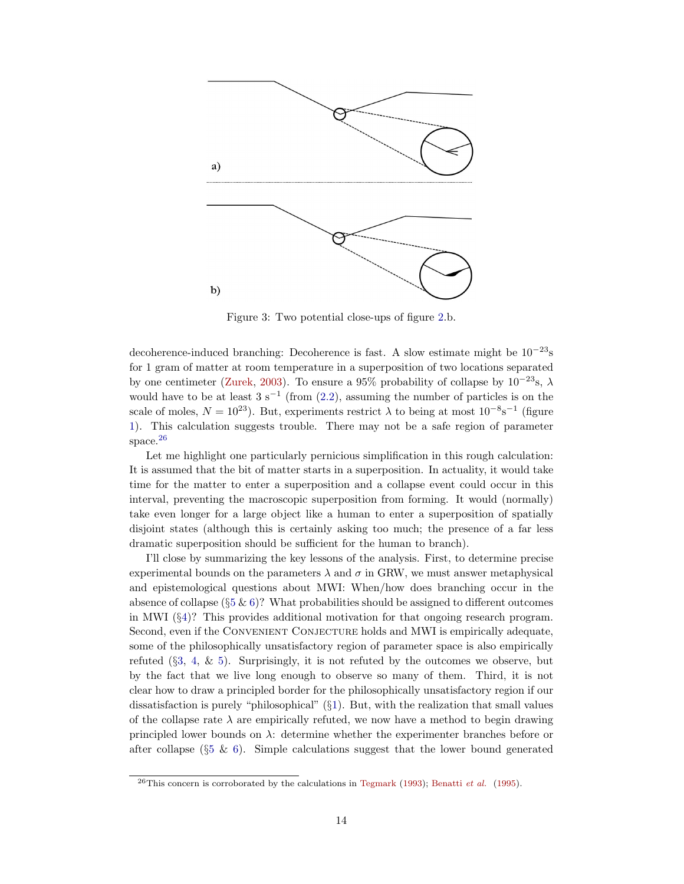Figure 3: Two potential close-ups of figure 2.b.

decoherence-induced branching: Decoherence is fast. A slow estimate might be $10^{-23}$s for 1 gram of matter at room temperature in a superposition of two locations separated by one centimeter (Zurek, 2003). To ensure a 95% probability of collapse by $10^{-23}$s, $\lambda$ would have to be at least 3 $\text{s}^{-1}$ (from (2.2), assuming the number of particles is on the scale of moles, $N = 10^{23}$). But, experiments restrict $\lambda$ to being at most $10^{-8}\text{s}^{-1}$ (figure 1). This calculation suggests trouble. There may not be a safe region of parameter space.[26]

Let me highlight one particularly pernicious simplification in this rough calculation: It is assumed that the bit of matter starts in a superposition. In actuality, it would take time for the matter to enter a superposition and a collapse event could occur in this interval, preventing the macroscopic superposition from forming. It would (normally) take even longer for a large object like a human to enter a superposition of spatially disjoint states (although this is certainly asking too much; the presence of a far less dramatic superposition should be sufficient for the human to branch).

I'll close by summarizing the key lessons of the analysis. First, to determine precise experimental bounds on the parameters $\lambda$ and $\sigma$ in GRW, we must answer metaphysical and epistemological questions about MWI: When/how does branching occur in the absence of collapse (§5 & 6)? What probabilities should be assigned to different outcomes in MWI (§4)? This provides additional motivation for that ongoing research program. Second, even if the Convenient Conjecture holds and MWI is empirically adequate, some of the philosophically unsatisfactory region of parameter space is also empirically refuted (§3, 4, & 5). Surprisingly, it is not refuted by the outcomes we observe, but by the fact that we live long enough to observe so many of them. Third, it is not clear how to draw a principled border for the philosophically unsatisfactory region if our dissatisfaction is purely "philosophical" (§1). But, with the realization that small values of the collapse rate $\lambda$ are empirically refuted, we now have a method to begin drawing principled lower bounds on $\lambda$: determine whether the experimenter branches before or after collapse (§5 & 6). Simple calculations suggest that the lower bound generated

[26] This concern is corroborated by the calculations in Tegmark (1993); Benatti *et al.* (1995).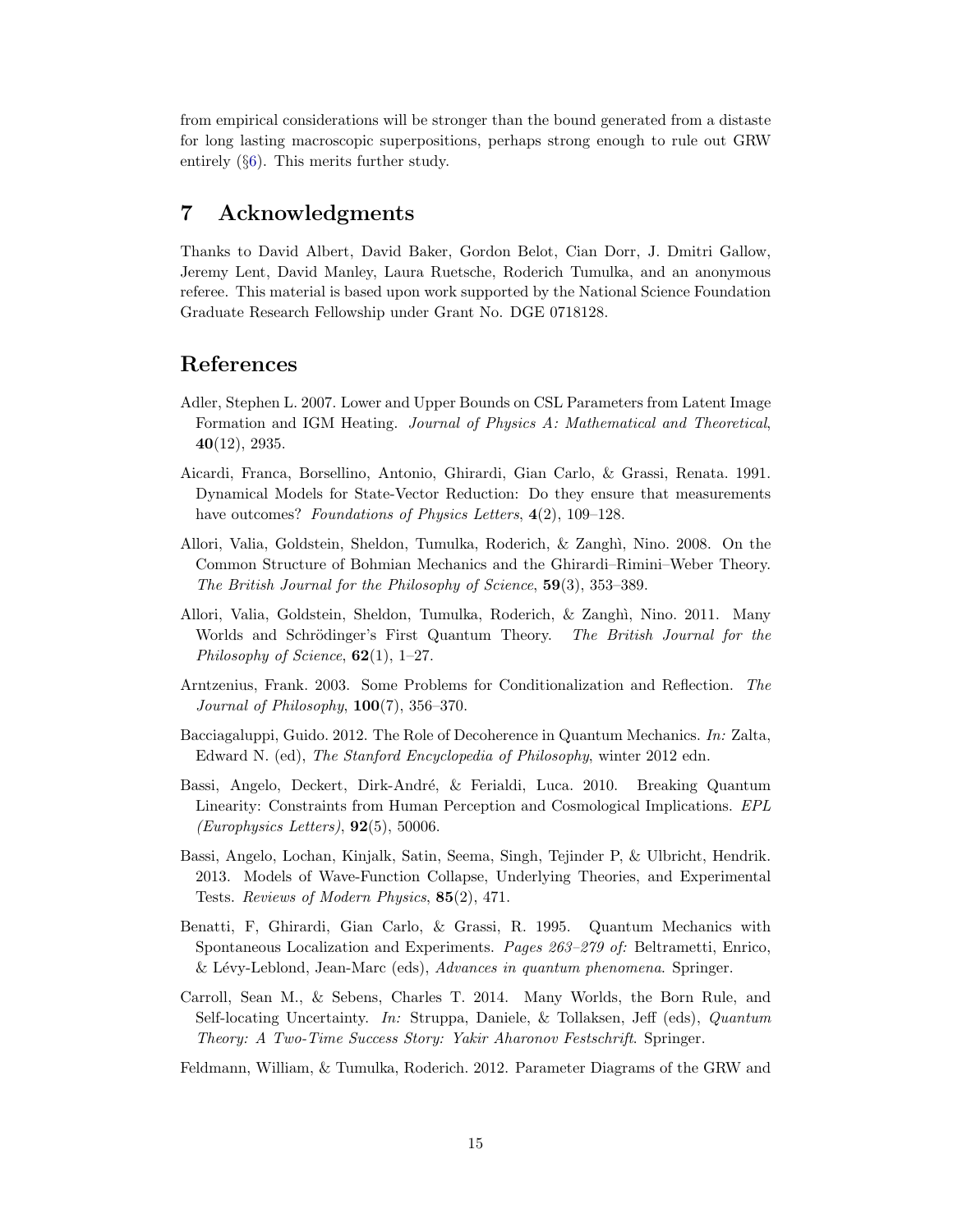from empirical considerations will be stronger than the bound generated from a distaste for long lasting macroscopic superpositions, perhaps strong enough to rule out GRW entirely (§6). This merits further study.

# 7 Acknowledgments

Thanks to David Albert, David Baker, Gordon Belot, Cian Dorr, J. Dmitri Gallow, Jeremy Lent, David Manley, Laura Ruetsche, Roderich Tumulka, and an anonymous referee. This material is based upon work supported by the National Science Foundation Graduate Research Fellowship under Grant No. DGE 0718128.

# References

Adler, Stephen L. 2007. Lower and Upper Bounds on CSL Parameters from Latent Image Formation and IGM Heating. *Journal of Physics A: Mathematical and Theoretical*, **40**(12), 2935.

Aicardi, Franca, Borsellino, Antonio, Ghirardi, Gian Carlo, & Grassi, Renata. 1991. Dynamical Models for State-Vector Reduction: Do they ensure that measurements have outcomes? *Foundations of Physics Letters*, **4**(2), 109–128.

Allori, Valia, Goldstein, Sheldon, Tumulka, Roderich, & Zanghì, Nino. 2008. On the Common Structure of Bohmian Mechanics and the Ghirardi–Rimini–Weber Theory. *The British Journal for the Philosophy of Science*, **59**(3), 353–389.

Allori, Valia, Goldstein, Sheldon, Tumulka, Roderich, & Zanghì, Nino. 2011. Many Worlds and Schrödinger's First Quantum Theory. *The British Journal for the Philosophy of Science*, **62**(1), 1–27.

Arntzenius, Frank. 2003. Some Problems for Conditionalization and Reflection. *The Journal of Philosophy*, **100**(7), 356–370.

Bacciagaluppi, Guido. 2012. The Role of Decoherence in Quantum Mechanics. *In:* Zalta, Edward N. (ed), *The Stanford Encyclopedia of Philosophy*, winter 2012 edn.

Bassi, Angelo, Deckert, Dirk-André, & Ferialdi, Luca. 2010. Breaking Quantum Linearity: Constraints from Human Perception and Cosmological Implications. *EPL (Europhysics Letters)*, **92**(5), 50006.

Bassi, Angelo, Lochan, Kinjalk, Satin, Seema, Singh, Tejinder P, & Ulbricht, Hendrik. 2013. Models of Wave-Function Collapse, Underlying Theories, and Experimental Tests. *Reviews of Modern Physics*, **85**(2), 471.

Benatti, F, Ghirardi, Gian Carlo, & Grassi, R. 1995. Quantum Mechanics with Spontaneous Localization and Experiments. *Pages 263–279 of:* Beltrametti, Enrico, & Lévy-Leblond, Jean-Marc (eds), *Advances in quantum phenomena*. Springer.

Carroll, Sean M., & Sebens, Charles T. 2014. Many Worlds, the Born Rule, and Self-locating Uncertainty. *In:* Struppa, Daniele, & Tollaksen, Jeff (eds), *Quantum Theory: A Two-Time Success Story: Yakir Aharonov Festschrift*. Springer.

Feldmann, William, & Tumulka, Roderich. 2012. Parameter Diagrams of the GRW and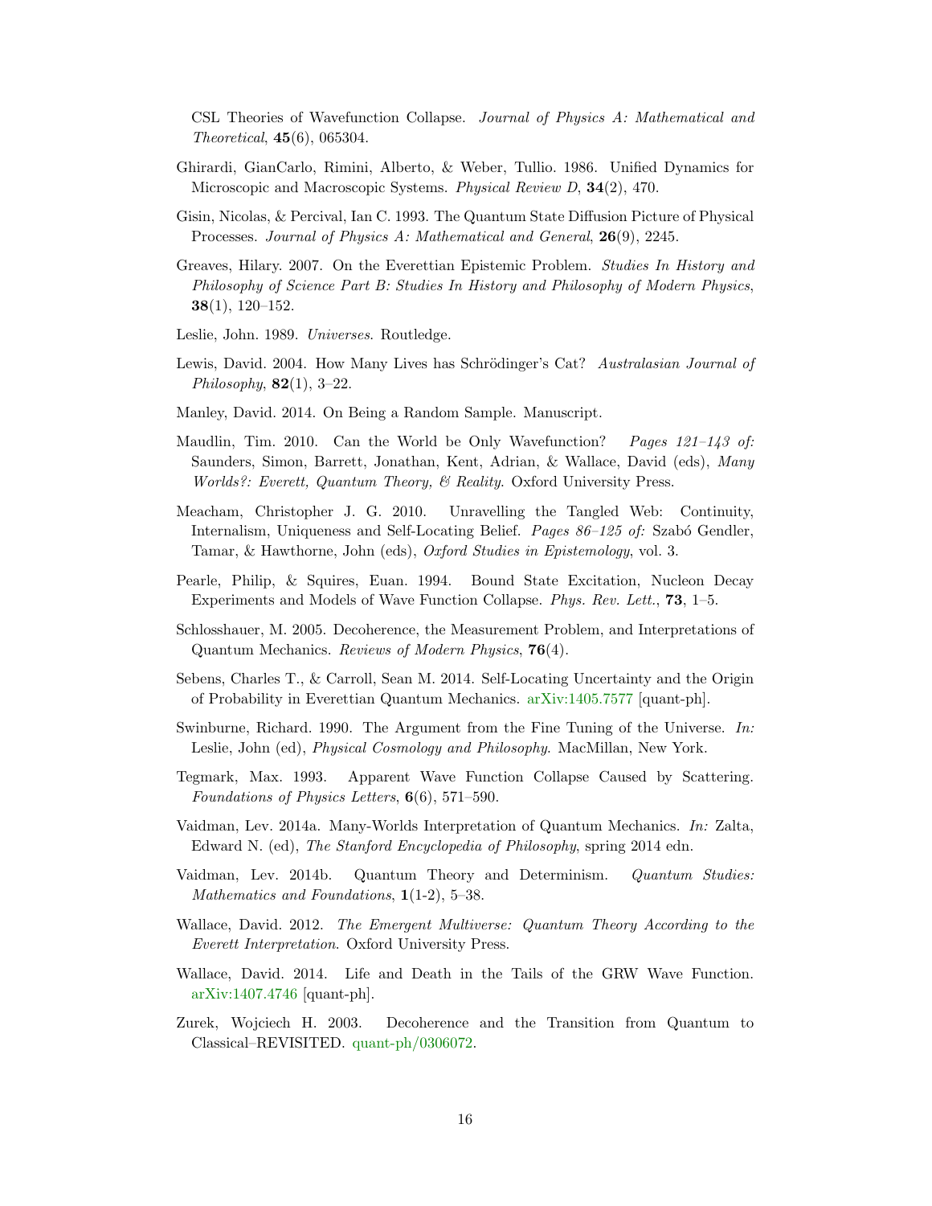CSL Theories of Wavefunction Collapse. *Journal of Physics A: Mathematical and Theoretical*, **45**(6), 065304.

Ghirardi, GianCarlo, Rimini, Alberto, & Weber, Tullio. 1986. Unified Dynamics for Microscopic and Macroscopic Systems. *Physical Review D*, **34**(2), 470.

Gisin, Nicolas, & Percival, Ian C. 1993. The Quantum State Diffusion Picture of Physical Processes. *Journal of Physics A: Mathematical and General*, **26**(9), 2245.

Greaves, Hilary. 2007. On the Everettian Epistemic Problem. *Studies In History and Philosophy of Science Part B: Studies In History and Philosophy of Modern Physics*, **38**(1), 120–152.

Leslie, John. 1989. *Universes*. Routledge.

Lewis, David. 2004. How Many Lives has Schrödinger's Cat? *Australasian Journal of Philosophy*, **82**(1), 3–22.

Manley, David. 2014. On Being a Random Sample. Manuscript.

Maudlin, Tim. 2010. Can the World be Only Wavefunction? *Pages 121–143 of:* Saunders, Simon, Barrett, Jonathan, Kent, Adrian, & Wallace, David (eds), *Many Worlds?: Everett, Quantum Theory, & Reality*. Oxford University Press.

Meacham, Christopher J. G. 2010. Unravelling the Tangled Web: Continuity, Internalism, Uniqueness and Self-Locating Belief. *Pages 86–125 of:* Szabó Gendler, Tamar, & Hawthorne, John (eds), *Oxford Studies in Epistemology*, vol. 3.

Pearle, Philip, & Squires, Euan. 1994. Bound State Excitation, Nucleon Decay Experiments and Models of Wave Function Collapse. *Phys. Rev. Lett.*, **73**, 1–5.

Schlosshauer, M. 2005. Decoherence, the Measurement Problem, and Interpretations of Quantum Mechanics. *Reviews of Modern Physics*, **76**(4).

Sebens, Charles T., & Carroll, Sean M. 2014. Self-Locating Uncertainty and the Origin of Probability in Everettian Quantum Mechanics. arXiv:1405.7577 [quant-ph].

Swinburne, Richard. 1990. The Argument from the Fine Tuning of the Universe. *In:* Leslie, John (ed), *Physical Cosmology and Philosophy*. MacMillan, New York.

Tegmark, Max. 1993. Apparent Wave Function Collapse Caused by Scattering. *Foundations of Physics Letters*, **6**(6), 571–590.

Vaidman, Lev. 2014a. Many-Worlds Interpretation of Quantum Mechanics. *In:* Zalta, Edward N. (ed), *The Stanford Encyclopedia of Philosophy*, spring 2014 edn.

Vaidman, Lev. 2014b. Quantum Theory and Determinism. *Quantum Studies: Mathematics and Foundations*, **1**(1-2), 5–38.

Wallace, David. 2012. *The Emergent Multiverse: Quantum Theory According to the Everett Interpretation*. Oxford University Press.

Wallace, David. 2014. Life and Death in the Tails of the GRW Wave Function. arXiv:1407.4746 [quant-ph].

Zurek, Wojciech H. 2003. Decoherence and the Transition from Quantum to Classical–REVISITED. quant-ph/0306072.